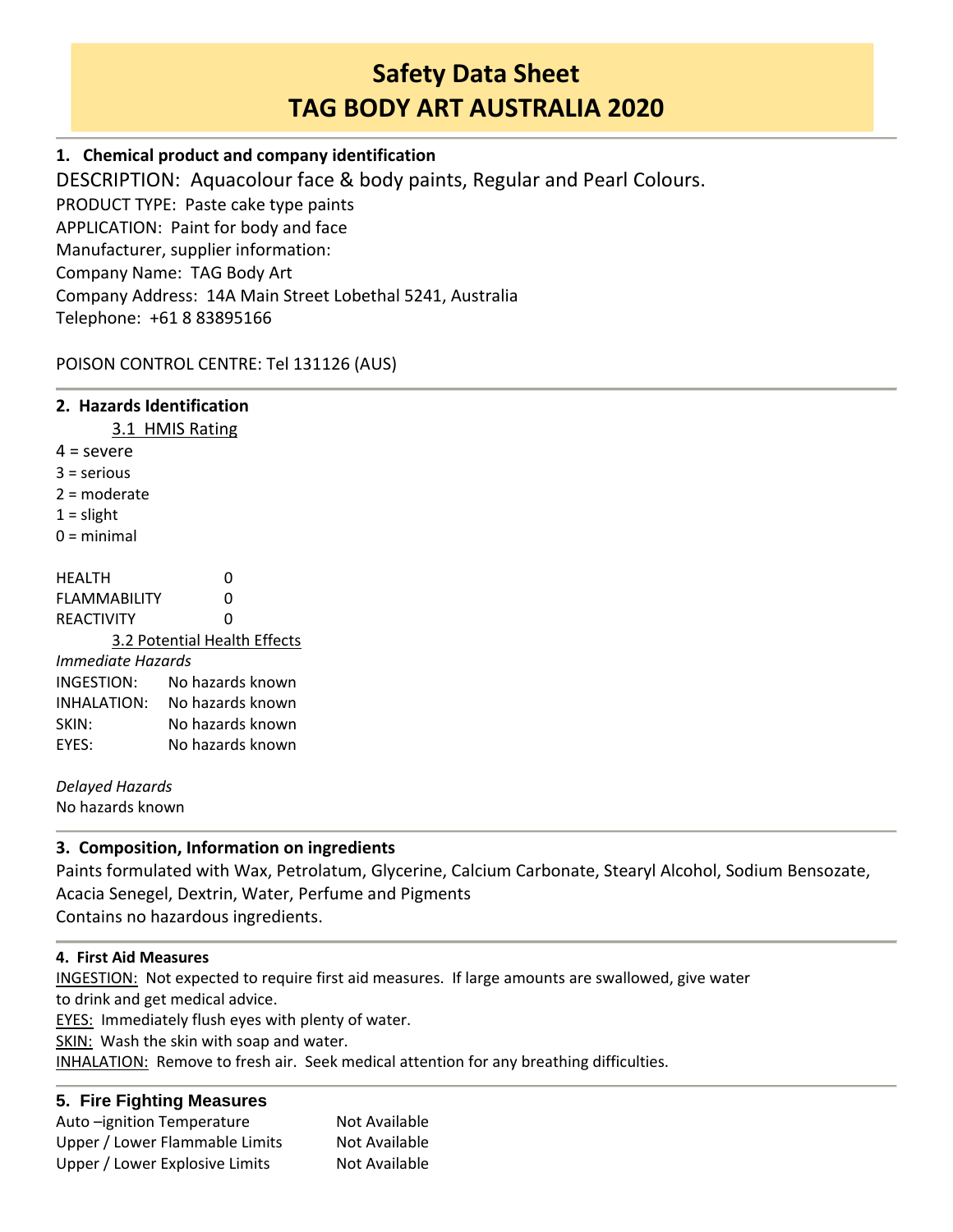# Safety Data Sheet
# TAG BODY ART AUSTRALIA 2020

## 1. Chemical product and company identification

DESCRIPTION: Aquacolour face & body paints, Regular and Pearl Colours.
PRODUCT TYPE: Paste cake type paints
APPLICATION: Paint for body and face
Manufacturer, supplier information:
Company Name: TAG Body Art
Company Address: 14A Main Street Lobethal 5241, Australia
Telephone: +61 8 83895166

POISON CONTROL CENTRE: Tel 131126 (AUS)

## 2. Hazards Identification

### 3.1 HMIS Rating

4 = severe
3 = serious
2 = moderate
1 = slight
0 = minimal

| | |
|---|---|
| HEALTH | 0 |
| FLAMMABILITY | 0 |
| REACTIVITY | 0 |

### 3.2 Potential Health Effects

*Immediate Hazards*

| | |
|---|---|
| INGESTION: | No hazards known |
| INHALATION: | No hazards known |
| SKIN: | No hazards known |
| EYES: | No hazards known |

*Delayed Hazards*
No hazards known

## 3. Composition, Information on ingredients

Paints formulated with Wax, Petrolatum, Glycerine, Calcium Carbonate, Stearyl Alcohol, Sodium Bensozate, Acacia Senegel, Dextrin, Water, Perfume and Pigments
Contains no hazardous ingredients.

## 4. First Aid Measures

INGESTION: Not expected to require first aid measures. If large amounts are swallowed, give water to drink and get medical advice.
EYES: Immediately flush eyes with plenty of water.
SKIN: Wash the skin with soap and water.
INHALATION: Remove to fresh air. Seek medical attention for any breathing difficulties.

## 5. Fire Fighting Measures

| | |
|---|---|
| Auto –ignition Temperature | Not Available |
| Upper / Lower Flammable Limits | Not Available |
| Upper / Lower Explosive Limits | Not Available |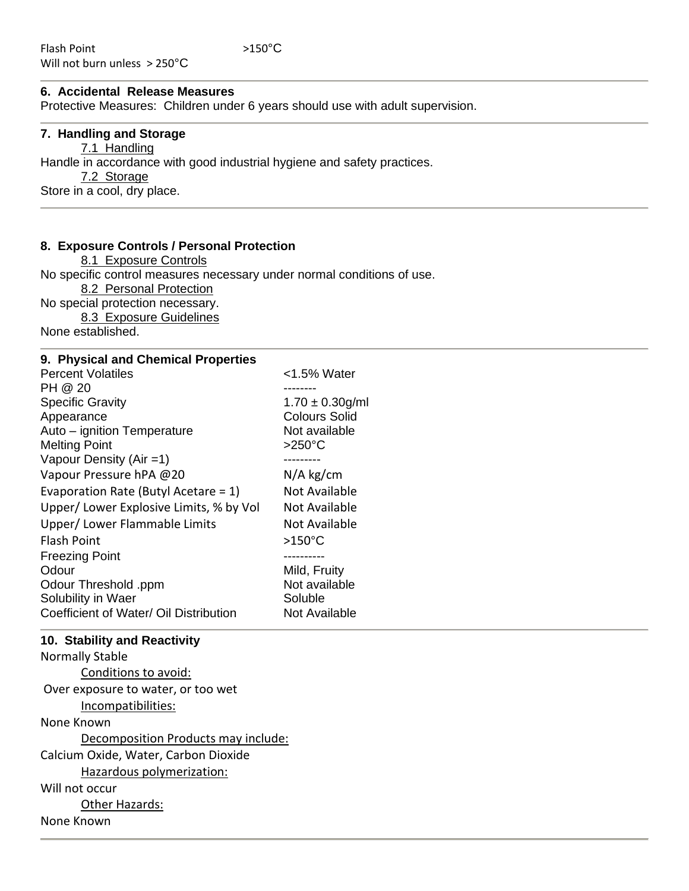Flash Point >150°C
Will not burn unless > 250°C

## 6. Accidental Release Measures

Protective Measures: Children under 6 years should use with adult supervision.

## 7. Handling and Storage

7.1 Handling

Handle in accordance with good industrial hygiene and safety practices.

7.2 Storage

Store in a cool, dry place.

## 8. Exposure Controls / Personal Protection

8.1 Exposure Controls

No specific control measures necessary under normal conditions of use.

8.2 Personal Protection

No special protection necessary.

8.3 Exposure Guidelines

None established.

## 9. Physical and Chemical Properties

| | |
|---|---|
| Percent Volatiles | <1.5% Water |
| PH @ 20 | -------- |
| Specific Gravity | 1.70 ± 0.30g/ml |
| Appearance | Colours Solid |
| Auto – ignition Temperature | Not available |
| Melting Point | >250°C |
| Vapour Density (Air =1) | --------- |
| Vapour Pressure hPA @20 | N/A kg/cm |
| Evaporation Rate (Butyl Acetare = 1) | Not Available |
| Upper/ Lower Explosive Limits, % by Vol | Not Available |
| Upper/ Lower Flammable Limits | Not Available |
| Flash Point | >150°C |
| Freezing Point | ---------- |
| Odour | Mild, Fruity |
| Odour Threshold .ppm | Not available |
| Solubility in Waer | Soluble |
| Coefficient of Water/ Oil Distribution | Not Available |

## 10. Stability and Reactivity

Normally Stable

Conditions to avoid:

Over exposure to water, or too wet

Incompatibilities:

None Known

Decomposition Products may include:

Calcium Oxide, Water, Carbon Dioxide

Hazardous polymerization:

Will not occur

Other Hazards:

None Known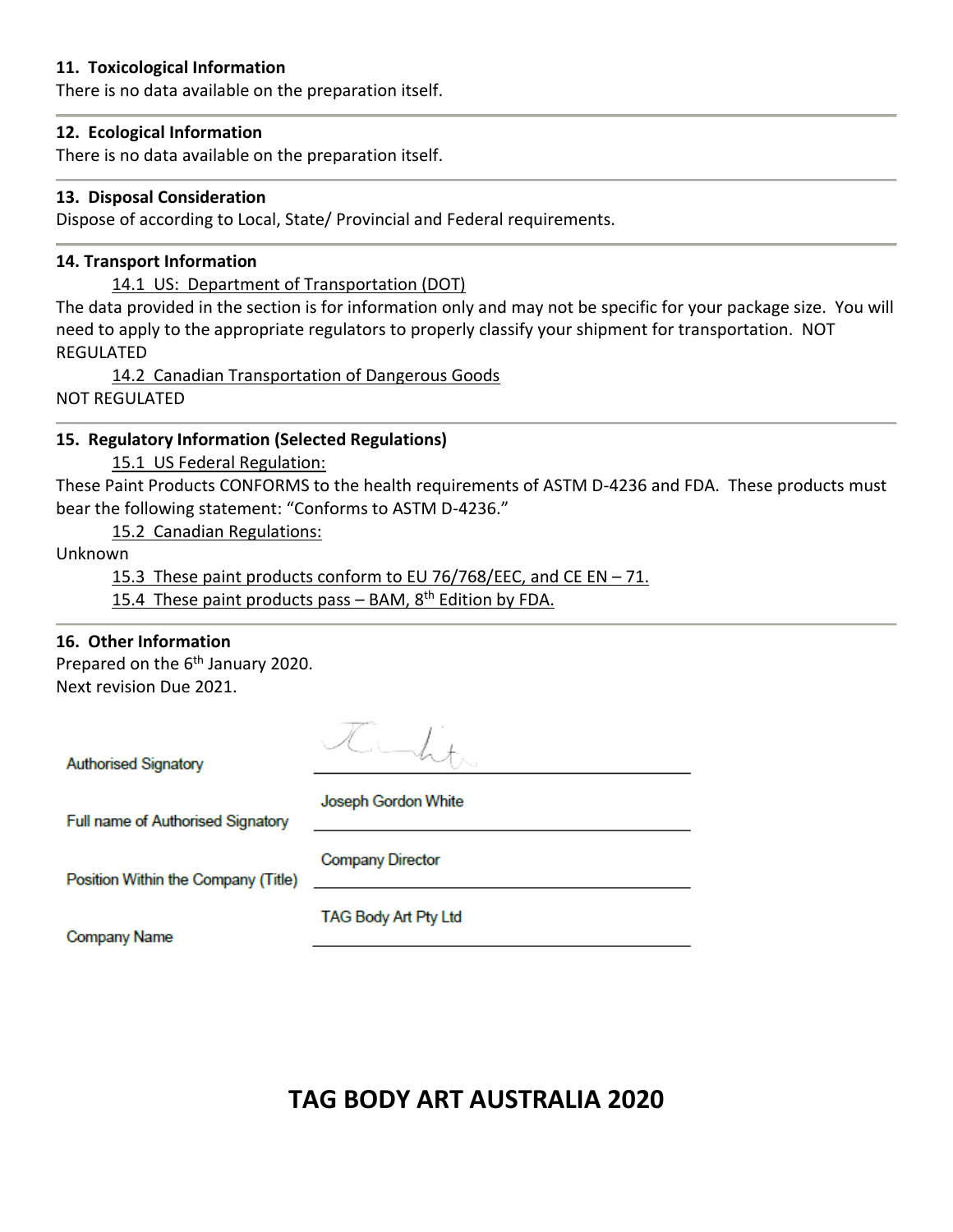**11. Toxicological Information**

There is no data available on the preparation itself.

**12. Ecological Information**

There is no data available on the preparation itself.

**13. Disposal Consideration**

Dispose of according to Local, State/ Provincial and Federal requirements.

**14. Transport Information**

14.1 US: Department of Transportation (DOT)

The data provided in the section is for information only and may not be specific for your package size. You will need to apply to the appropriate regulators to properly classify your shipment for transportation. NOT REGULATED

14.2 Canadian Transportation of Dangerous Goods

NOT REGULATED

**15. Regulatory Information (Selected Regulations)**

15.1 US Federal Regulation:

These Paint Products CONFORMS to the health requirements of ASTM D-4236 and FDA. These products must bear the following statement: "Conforms to ASTM D-4236."

15.2 Canadian Regulations:

Unknown

15.3 These paint products conform to EU 76/768/EEC, and CE EN – 71.

15.4 These paint products pass – BAM, 8th Edition by FDA.

**16. Other Information**

Prepared on the 6th January 2020.
Next revision Due 2021.

| | |
|---|---|
| Authorised Signatory | |
| Full name of Authorised Signatory | Joseph Gordon White |
| Position Within the Company (Title) | Company Director |
| Company Name | TAG Body Art Pty Ltd |

# TAG BODY ART AUSTRALIA 2020